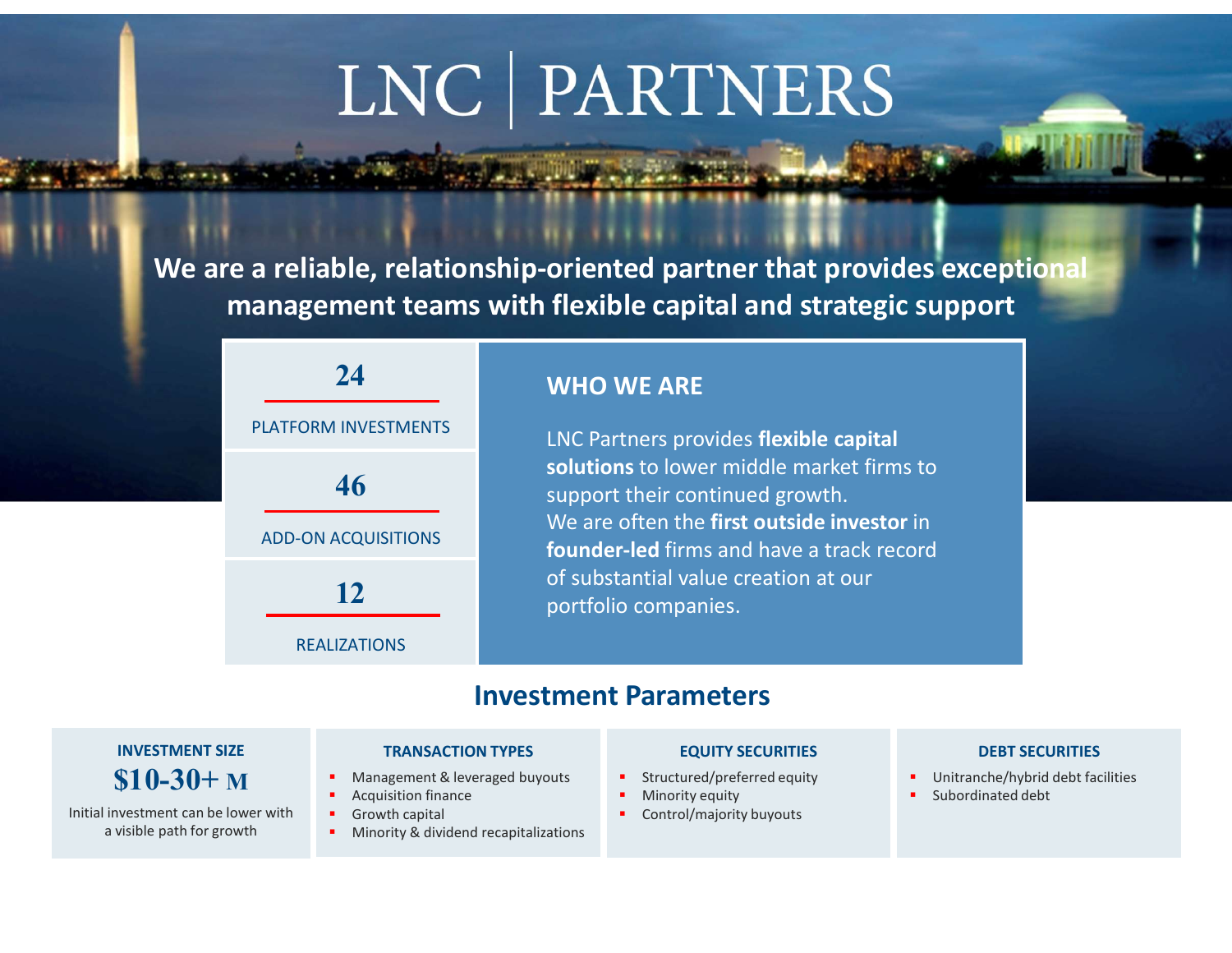# LNC | PARTNERS

**We are a reliable, relationship-oriented partner that provides exceptional management teams with flexible capital and strategic support**

**24**
PLATFORM INVESTMENTS

**46**
ADD-ON ACQUISITIONS

**12**
REALIZATIONS

## WHO WE ARE

LNC Partners provides **flexible capital solutions** to lower middle market firms to support their continued growth.
We are often the **first outside investor** in **founder-led** firms and have a track record of substantial value creation at our portfolio companies.

## Investment Parameters

### INVESTMENT SIZE

**$10-30+ M**

Initial investment can be lower with a visible path for growth

### TRANSACTION TYPES

- Management & leveraged buyouts
- Acquisition finance
- Growth capital
- Minority & dividend recapitalizations

### EQUITY SECURITIES

- Structured/preferred equity
- Minority equity
- Control/majority buyouts

### DEBT SECURITIES

- Unitranche/hybrid debt facilities
- Subordinated debt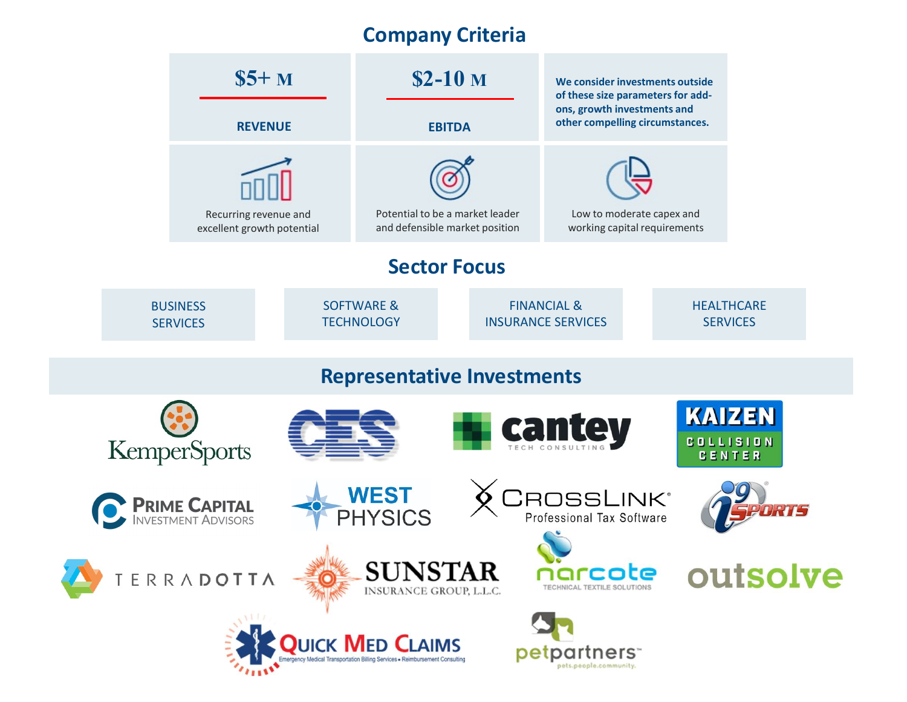## Company Criteria

| $5+ M | $2-10 M | |
|---|---|---|
| REVENUE | EBITDA | We consider investments outside of these size parameters for add-ons, growth investments and other compelling circumstances. |
| Recurring revenue and excellent growth potential | Potential to be a market leader and defensible market position | Low to moderate capex and working capital requirements |

## Sector Focus

- BUSINESS SERVICES
- SOFTWARE & TECHNOLOGY
- FINANCIAL & INSURANCE SERVICES
- HEALTHCARE SERVICES

## Representative Investments

- KemperSports
- CES
- cantey TECH CONSULTING
- KAIZEN COLLISION CENTER
- PRIME CAPITAL INVESTMENT ADVISORS
- WEST PHYSICS
- CROSSLINK Professional Tax Software
- i9 SPORTS
- TERRADOTTA
- SUNSTAR INSURANCE GROUP, L.L.C.
- narcote TECHNICAL TEXTILE SOLUTIONS
- outsolve
- QUICK MED CLAIMS Emergency Medical Transportation Billing Services • Reimbursement Consulting
- petpartners pets.people.community.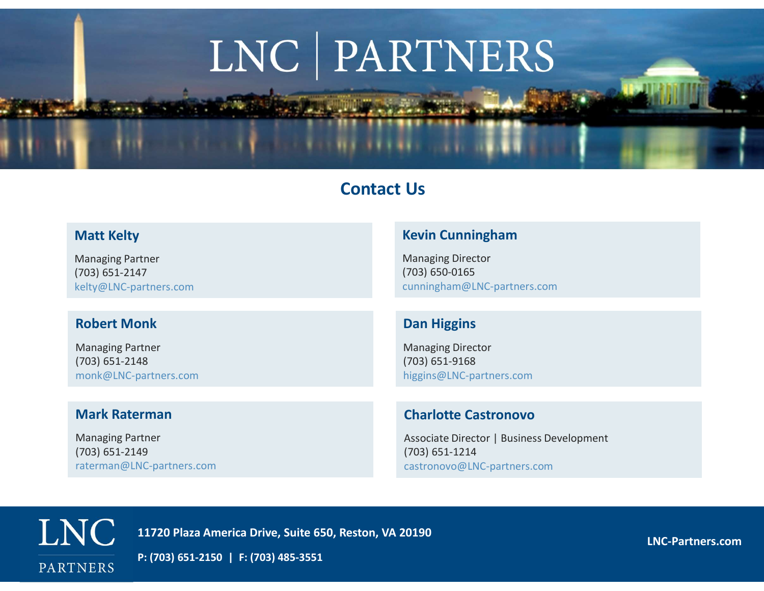# LNC | PARTNERS

## Contact Us

### Matt Kelty

Managing Partner
(703) 651-2147
kelty@LNC-partners.com

### Kevin Cunningham

Managing Director
(703) 650-0165
cunningham@LNC-partners.com

### Robert Monk

Managing Partner
(703) 651-2148
monk@LNC-partners.com

### Dan Higgins

Managing Director
(703) 651-9168
higgins@LNC-partners.com

### Mark Raterman

Managing Partner
(703) 651-2149
raterman@LNC-partners.com

### Charlotte Castronovo

Associate Director | Business Development
(703) 651-1214
castronovo@LNC-partners.com

LNC PARTNERS

**11720 Plaza America Drive, Suite 650, Reston, VA 20190**

**P: (703) 651-2150 | F: (703) 485-3551**

**LNC-Partners.com**